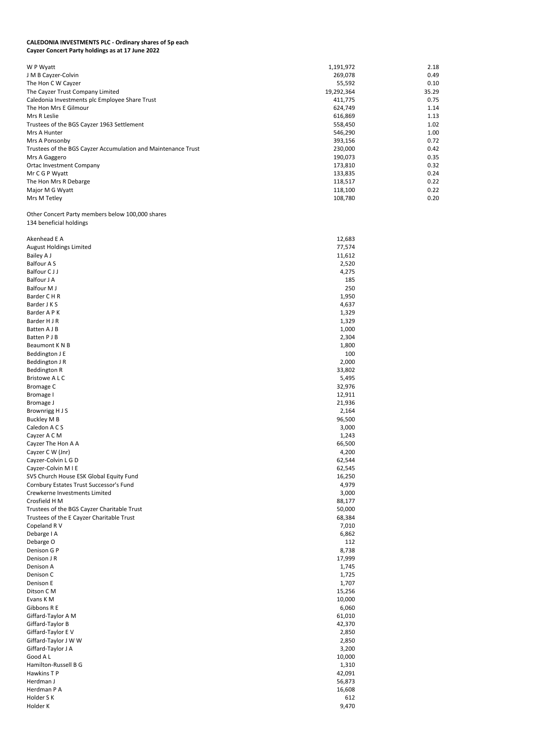**CALEDONIA INVESTMENTS PLC - Ordinary shares of 5p each**
**Cayzer Concert Party holdings as at 17 June 2022**

| | | |
|---|---|---|
| W P Wyatt | 1,191,972 | 2.18 |
| J M B Cayzer-Colvin | 269,078 | 0.49 |
| The Hon C W Cayzer | 55,592 | 0.10 |
| The Cayzer Trust Company Limited | 19,292,364 | 35.29 |
| Caledonia Investments plc Employee Share Trust | 411,775 | 0.75 |
| The Hon Mrs E Gilmour | 624,749 | 1.14 |
| Mrs R Leslie | 616,869 | 1.13 |
| Trustees of the BGS Cayzer 1963 Settlement | 558,450 | 1.02 |
| Mrs A Hunter | 546,290 | 1.00 |
| Mrs A Ponsonby | 393,156 | 0.72 |
| Trustees of the BGS Cayzer Accumulation and Maintenance Trust | 230,000 | 0.42 |
| Mrs A Gaggero | 190,073 | 0.35 |
| Ortac Investment Company | 173,810 | 0.32 |
| Mr C G P Wyatt | 133,835 | 0.24 |
| The Hon Mrs R Debarge | 118,517 | 0.22 |
| Major M G Wyatt | 118,100 | 0.22 |
| Mrs M Tetley | 108,780 | 0.20 |

Other Concert Party members below 100,000 shares
134 beneficial holdings

| | |
|---|---|
| Akenhead E A | 12,683 |
| August Holdings Limited | 77,574 |
| Bailey A J | 11,612 |
| Balfour A S | 2,520 |
| Balfour C J J | 4,275 |
| Balfour J A | 185 |
| Balfour M J | 250 |
| Barder C H R | 1,950 |
| Barder J K S | 4,637 |
| Barder A P K | 1,329 |
| Barder H J R | 1,329 |
| Batten A J B | 1,000 |
| Batten P J B | 2,304 |
| Beaumont K N B | 1,800 |
| Beddington J E | 100 |
| Beddington J R | 2,000 |
| Beddington R | 33,802 |
| Bristowe A L C | 5,495 |
| Bromage C | 32,976 |
| Bromage I | 12,911 |
| Bromage J | 21,936 |
| Brownrigg H J S | 2,164 |
| Buckley M B | 96,500 |
| Caledon A C S | 3,000 |
| Cayzer A C M | 1,243 |
| Cayzer The Hon A A | 66,500 |
| Cayzer C W (Jnr) | 4,200 |
| Cayzer-Colvin L G D | 62,544 |
| Cayzer-Colvin M I E | 62,545 |
| SVS Church House ESK Global Equity Fund | 16,250 |
| Cornbury Estates Trust Successor's Fund | 4,979 |
| Crewkerne Investments Limited | 3,000 |
| Crosfield H M | 88,177 |
| Trustees of the BGS Cayzer Charitable Trust | 50,000 |
| Trustees of the E Cayzer Charitable Trust | 68,384 |
| Copeland R V | 7,010 |
| Debarge I A | 6,862 |
| Debarge O | 112 |
| Denison G P | 8,738 |
| Denison J R | 17,999 |
| Denison A | 1,745 |
| Denison C | 1,725 |
| Denison E | 1,707 |
| Ditson C M | 15,256 |
| Evans K M | 10,000 |
| Gibbons R E | 6,060 |
| Giffard-Taylor A M | 61,010 |
| Giffard-Taylor B | 42,370 |
| Giffard-Taylor E V | 2,850 |
| Giffard-Taylor J W W | 2,850 |
| Giffard-Taylor J A | 3,200 |
| Good A L | 10,000 |
| Hamilton-Russell B G | 1,310 |
| Hawkins T P | 42,091 |
| Herdman J | 56,873 |
| Herdman P A | 16,608 |
| Holder S K | 612 |
| Holder K | 9,470 |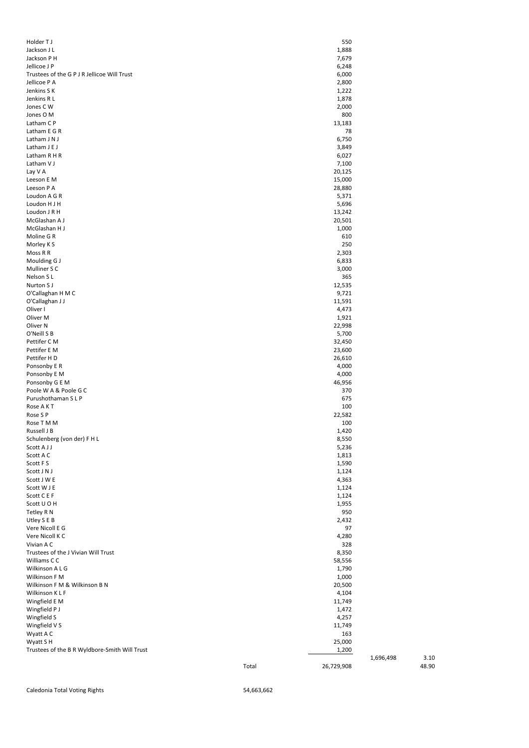| | | | | |
|---|---|---|---|---|
| Holder T J | | 550 | | |
| Jackson J L | | 1,888 | | |
| Jackson P H | | 7,679 | | |
| Jellicoe J P | | 6,248 | | |
| Trustees of the G P J R Jellicoe Will Trust | | 6,000 | | |
| Jellicoe P A | | 2,800 | | |
| Jenkins S K | | 1,222 | | |
| Jenkins R L | | 1,878 | | |
| Jones C W | | 2,000 | | |
| Jones O M | | 800 | | |
| Latham C P | | 13,183 | | |
| Latham E G R | | 78 | | |
| Latham J N J | | 6,750 | | |
| Latham J E J | | 3,849 | | |
| Latham R H R | | 6,027 | | |
| Latham V J | | 7,100 | | |
| Lay V A | | 20,125 | | |
| Leeson E M | | 15,000 | | |
| Leeson P A | | 28,880 | | |
| Loudon A G R | | 5,371 | | |
| Loudon H J H | | 5,696 | | |
| Loudon J R H | | 13,242 | | |
| McGlashan A J | | 20,501 | | |
| McGlashan H J | | 1,000 | | |
| Moline G R | | 610 | | |
| Morley K S | | 250 | | |
| Moss R R | | 2,303 | | |
| Moulding G J | | 6,833 | | |
| Mulliner S C | | 3,000 | | |
| Nelson S L | | 365 | | |
| Nurton S J | | 12,535 | | |
| O'Callaghan H M C | | 9,721 | | |
| O'Callaghan J J | | 11,591 | | |
| Oliver I | | 4,473 | | |
| Oliver M | | 1,921 | | |
| Oliver N | | 22,998 | | |
| O'Neill S B | | 5,700 | | |
| Pettifer C M | | 32,450 | | |
| Pettifer E M | | 23,600 | | |
| Pettifer H D | | 26,610 | | |
| Ponsonby E R | | 4,000 | | |
| Ponsonby E M | | 4,000 | | |
| Ponsonby G E M | | 46,956 | | |
| Poole W A & Poole G C | | 370 | | |
| Purushothaman S L P | | 675 | | |
| Rose A K T | | 100 | | |
| Rose S P | | 22,582 | | |
| Rose T M M | | 100 | | |
| Russell J B | | 1,420 | | |
| Schulenberg (von der) F H L | | 8,550 | | |
| Scott A J J | | 5,236 | | |
| Scott A C | | 1,813 | | |
| Scott F S | | 1,590 | | |
| Scott J N J | | 1,124 | | |
| Scott J W E | | 4,363 | | |
| Scott W J E | | 1,124 | | |
| Scott C E F | | 1,124 | | |
| Scott U O H | | 1,955 | | |
| Tetley R N | | 950 | | |
| Utley S E B | | 2,432 | | |
| Vere Nicoll E G | | 97 | | |
| Vere Nicoll K C | | 4,280 | | |
| Vivian A C | | 328 | | |
| Trustees of the J Vivian Will Trust | | 8,350 | | |
| Williams C C | | 58,556 | | |
| Wilkinson A L G | | 1,790 | | |
| Wilkinson F M | | 1,000 | | |
| Wilkinson F M & Wilkinson B N | | 20,500 | | |
| Wilkinson K L F | | 4,104 | | |
| Wingfield E M | | 11,749 | | |
| Wingfield P J | | 1,472 | | |
| Wingfield S | | 4,257 | | |
| Wingfield V S | | 11,749 | | |
| Wyatt A C | | 163 | | |
| Wyatt S H | | 25,000 | | |
| Trustees of the B R Wyldbore-Smith Will Trust | | 1,200 | | |
| | | | 1,696,498 | 3.10 |
| | Total | 26,729,908 | | 48.90 |
| | | | | |
| Caledonia Total Voting Rights | 54,663,662 | | | |